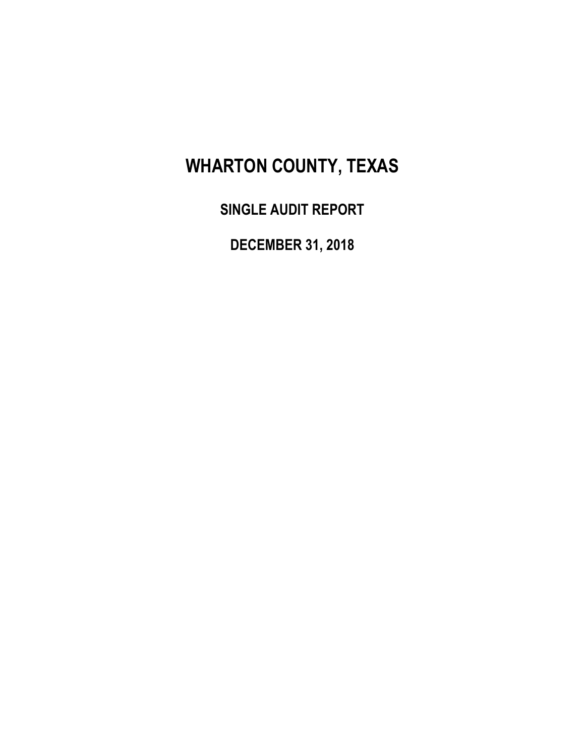# WHARTON COUNTY, TEXAS

## SINGLE AUDIT REPORT

## DECEMBER 31, 2018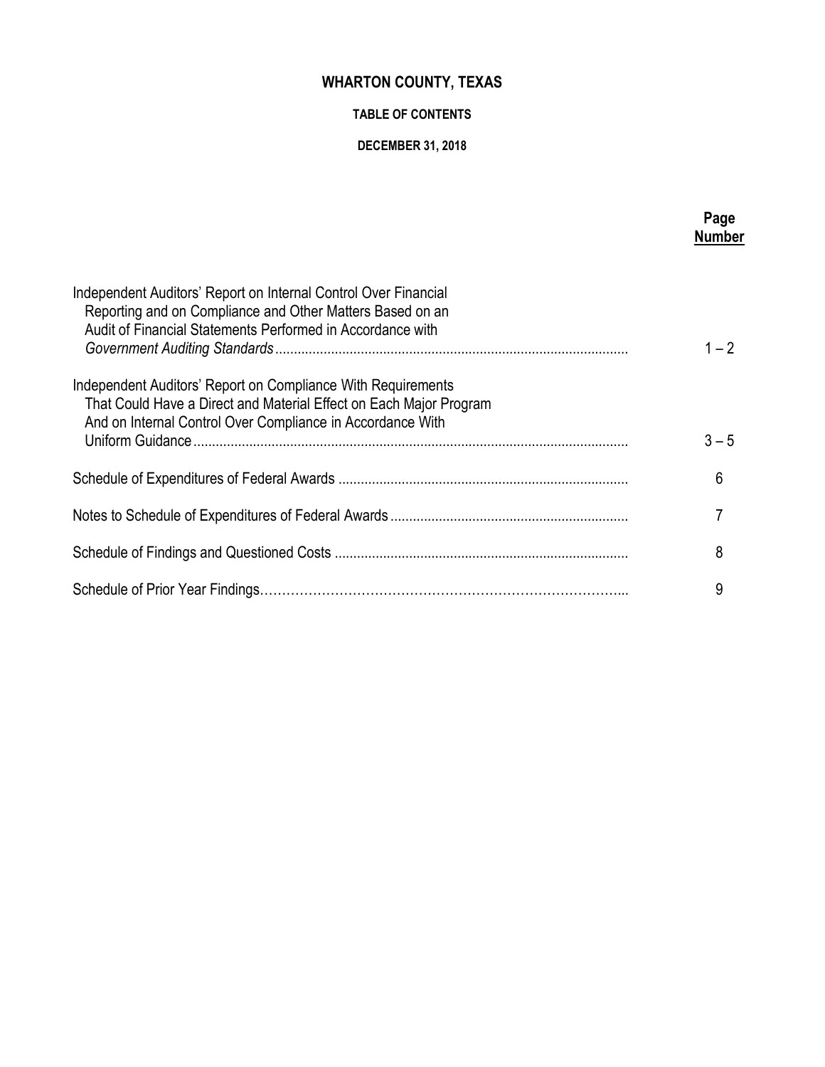# WHARTON COUNTY, TEXAS

## TABLE OF CONTENTS

### DECEMBER 31, 2018

| | Page Number |
|---|---|
| Independent Auditors' Report on Internal Control Over Financial Reporting and on Compliance and Other Matters Based on an Audit of Financial Statements Performed in Accordance with *Government Auditing Standards* | 1 – 2 |
| Independent Auditors' Report on Compliance With Requirements That Could Have a Direct and Material Effect on Each Major Program And on Internal Control Over Compliance in Accordance With Uniform Guidance | 3 – 5 |
| Schedule of Expenditures of Federal Awards | 6 |
| Notes to Schedule of Expenditures of Federal Awards | 7 |
| Schedule of Findings and Questioned Costs | 8 |
| Schedule of Prior Year Findings | 9 |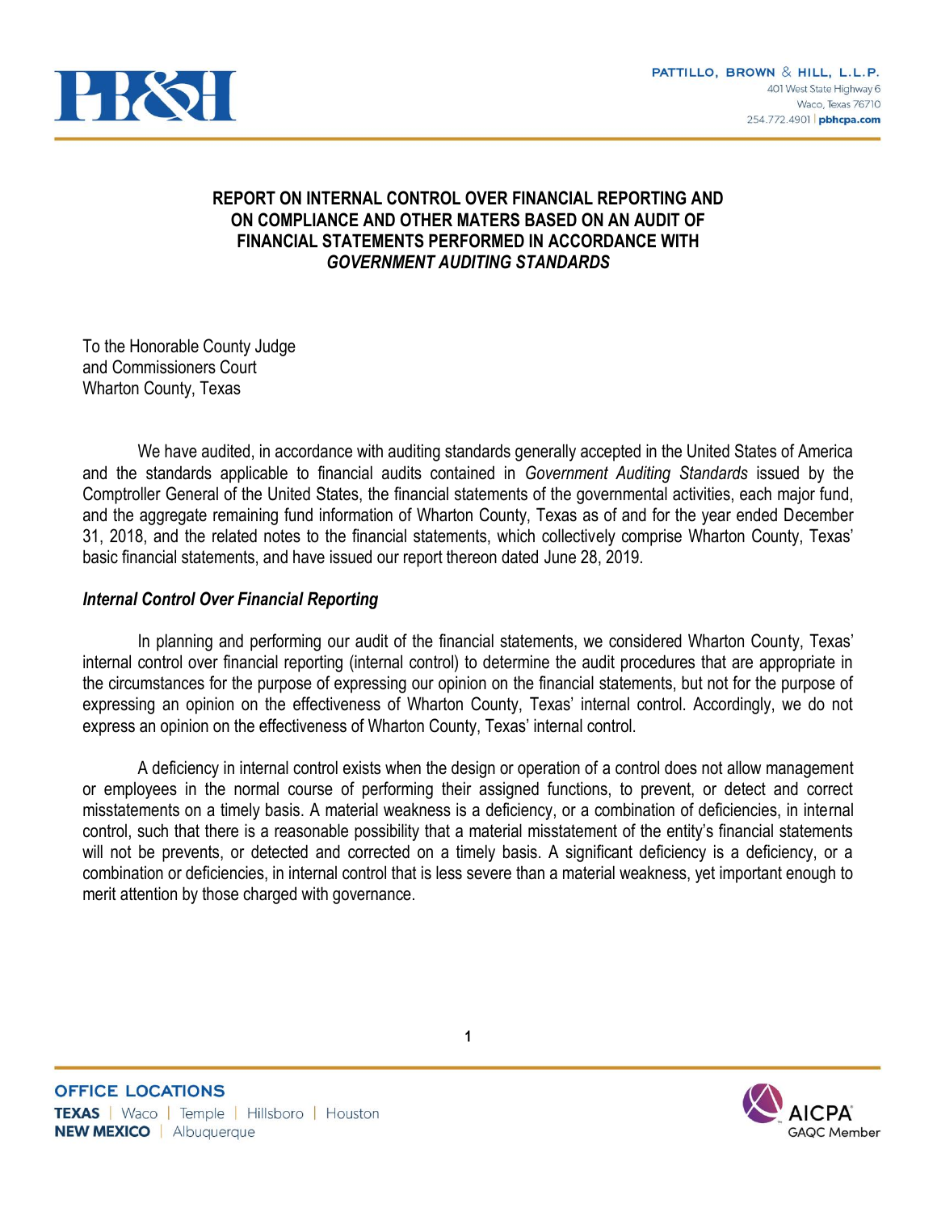**PATTILLO, BROWN & HILL, L.L.P.**
401 West State Highway 6
Waco, Texas 76710
254.772.4901 | pbhcpa.com

# REPORT ON INTERNAL CONTROL OVER FINANCIAL REPORTING AND ON COMPLIANCE AND OTHER MATERS BASED ON AN AUDIT OF FINANCIAL STATEMENTS PERFORMED IN ACCORDANCE WITH *GOVERNMENT AUDITING STANDARDS*

To the Honorable County Judge
and Commissioners Court
Wharton County, Texas

We have audited, in accordance with auditing standards generally accepted in the United States of America and the standards applicable to financial audits contained in *Government Auditing Standards* issued by the Comptroller General of the United States, the financial statements of the governmental activities, each major fund, and the aggregate remaining fund information of Wharton County, Texas as of and for the year ended December 31, 2018, and the related notes to the financial statements, which collectively comprise Wharton County, Texas' basic financial statements, and have issued our report thereon dated June 28, 2019.

### *Internal Control Over Financial Reporting*

In planning and performing our audit of the financial statements, we considered Wharton County, Texas' internal control over financial reporting (internal control) to determine the audit procedures that are appropriate in the circumstances for the purpose of expressing our opinion on the financial statements, but not for the purpose of expressing an opinion on the effectiveness of Wharton County, Texas' internal control. Accordingly, we do not express an opinion on the effectiveness of Wharton County, Texas' internal control.

A deficiency in internal control exists when the design or operation of a control does not allow management or employees in the normal course of performing their assigned functions, to prevent, or detect and correct misstatements on a timely basis. A material weakness is a deficiency, or a combination of deficiencies, in internal control, such that there is a reasonable possibility that a material misstatement of the entity's financial statements will not be prevents, or detected and corrected on a timely basis. A significant deficiency is a deficiency, or a combination or deficiencies, in internal control that is less severe than a material weakness, yet important enough to merit attention by those charged with governance.

OFFICE LOCATIONS
TEXAS | Waco | Temple | Hillsboro | Houston
NEW MEXICO | Albuquerque

AICPA GAQC Member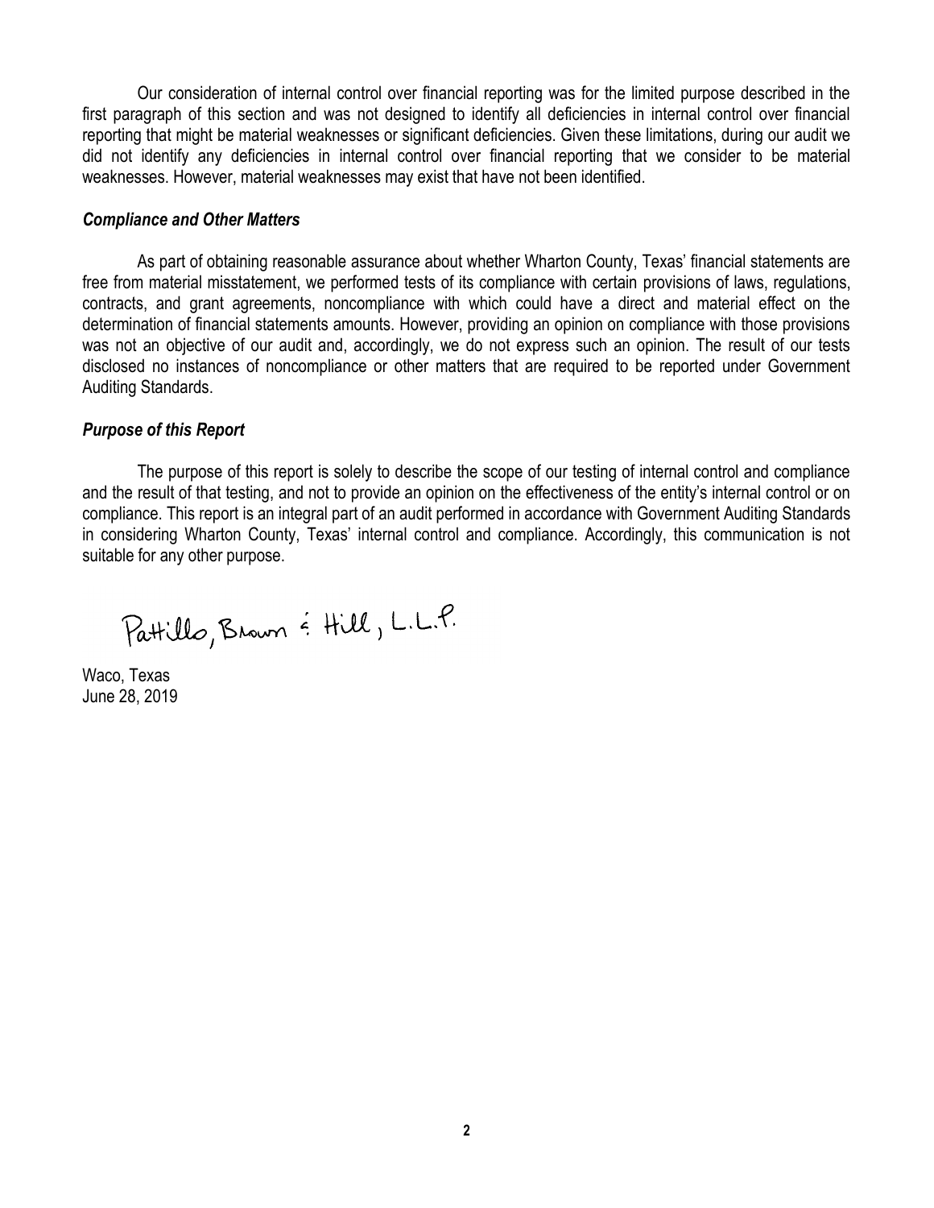Our consideration of internal control over financial reporting was for the limited purpose described in the first paragraph of this section and was not designed to identify all deficiencies in internal control over financial reporting that might be material weaknesses or significant deficiencies. Given these limitations, during our audit we did not identify any deficiencies in internal control over financial reporting that we consider to be material weaknesses. However, material weaknesses may exist that have not been identified.

### *Compliance and Other Matters*

As part of obtaining reasonable assurance about whether Wharton County, Texas' financial statements are free from material misstatement, we performed tests of its compliance with certain provisions of laws, regulations, contracts, and grant agreements, noncompliance with which could have a direct and material effect on the determination of financial statements amounts. However, providing an opinion on compliance with those provisions was not an objective of our audit and, accordingly, we do not express such an opinion. The result of our tests disclosed no instances of noncompliance or other matters that are required to be reported under Government Auditing Standards.

### *Purpose of this Report*

The purpose of this report is solely to describe the scope of our testing of internal control and compliance and the result of that testing, and not to provide an opinion on the effectiveness of the entity's internal control or on compliance. This report is an integral part of an audit performed in accordance with Government Auditing Standards in considering Wharton County, Texas' internal control and compliance. Accordingly, this communication is not suitable for any other purpose.

Pattillo, Brown & Hill, L.L.P.

Waco, Texas
June 28, 2019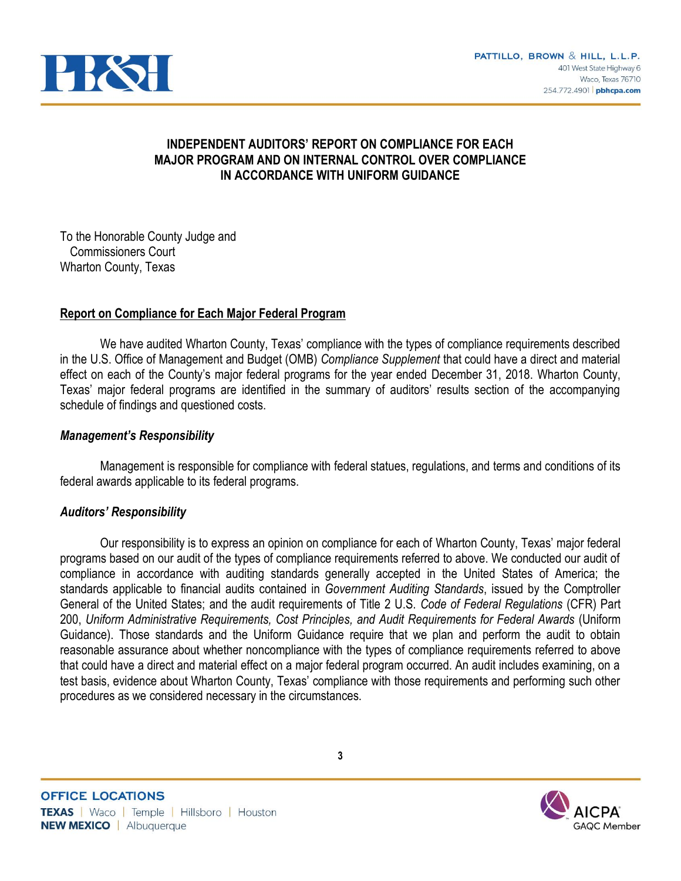# INDEPENDENT AUDITORS' REPORT ON COMPLIANCE FOR EACH MAJOR PROGRAM AND ON INTERNAL CONTROL OVER COMPLIANCE IN ACCORDANCE WITH UNIFORM GUIDANCE

To the Honorable County Judge and
Commissioners Court
Wharton County, Texas

## Report on Compliance for Each Major Federal Program

We have audited Wharton County, Texas' compliance with the types of compliance requirements described in the U.S. Office of Management and Budget (OMB) *Compliance Supplement* that could have a direct and material effect on each of the County's major federal programs for the year ended December 31, 2018. Wharton County, Texas' major federal programs are identified in the summary of auditors' results section of the accompanying schedule of findings and questioned costs.

### *Management's Responsibility*

Management is responsible for compliance with federal statues, regulations, and terms and conditions of its federal awards applicable to its federal programs.

### *Auditors' Responsibility*

Our responsibility is to express an opinion on compliance for each of Wharton County, Texas' major federal programs based on our audit of the types of compliance requirements referred to above. We conducted our audit of compliance in accordance with auditing standards generally accepted in the United States of America; the standards applicable to financial audits contained in *Government Auditing Standards*, issued by the Comptroller General of the United States; and the audit requirements of Title 2 U.S. *Code of Federal Regulations* (CFR) Part 200, *Uniform Administrative Requirements, Cost Principles, and Audit Requirements for Federal Awards* (Uniform Guidance). Those standards and the Uniform Guidance require that we plan and perform the audit to obtain reasonable assurance about whether noncompliance with the types of compliance requirements referred to above that could have a direct and material effect on a major federal program occurred. An audit includes examining, on a test basis, evidence about Wharton County, Texas' compliance with those requirements and performing such other procedures as we considered necessary in the circumstances.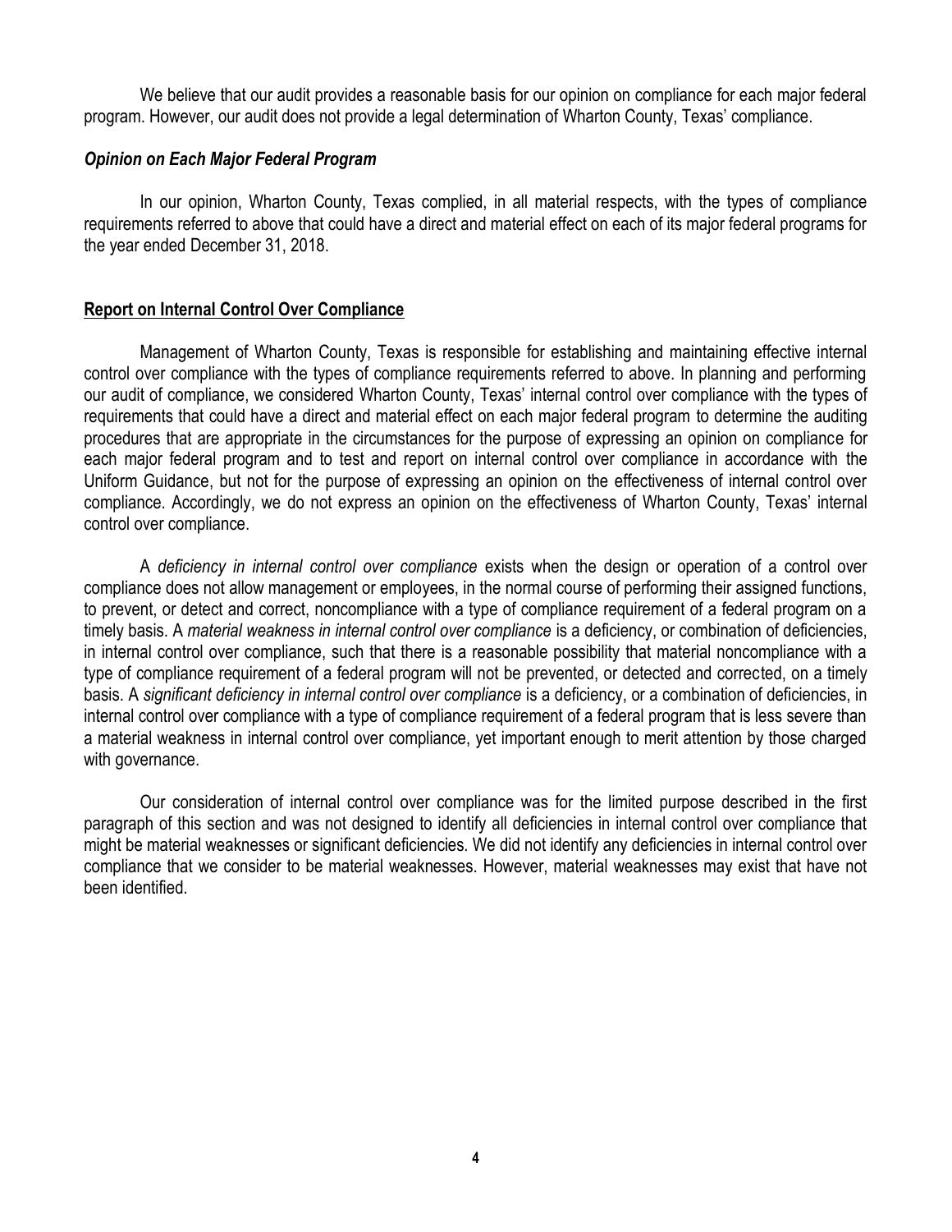We believe that our audit provides a reasonable basis for our opinion on compliance for each major federal program. However, our audit does not provide a legal determination of Wharton County, Texas' compliance.

### *Opinion on Each Major Federal Program*

In our opinion, Wharton County, Texas complied, in all material respects, with the types of compliance requirements referred to above that could have a direct and material effect on each of its major federal programs for the year ended December 31, 2018.

## Report on Internal Control Over Compliance

Management of Wharton County, Texas is responsible for establishing and maintaining effective internal control over compliance with the types of compliance requirements referred to above. In planning and performing our audit of compliance, we considered Wharton County, Texas' internal control over compliance with the types of requirements that could have a direct and material effect on each major federal program to determine the auditing procedures that are appropriate in the circumstances for the purpose of expressing an opinion on compliance for each major federal program and to test and report on internal control over compliance in accordance with the Uniform Guidance, but not for the purpose of expressing an opinion on the effectiveness of internal control over compliance. Accordingly, we do not express an opinion on the effectiveness of Wharton County, Texas' internal control over compliance.

A *deficiency in internal control over compliance* exists when the design or operation of a control over compliance does not allow management or employees, in the normal course of performing their assigned functions, to prevent, or detect and correct, noncompliance with a type of compliance requirement of a federal program on a timely basis. A *material weakness in internal control over compliance* is a deficiency, or combination of deficiencies, in internal control over compliance, such that there is a reasonable possibility that material noncompliance with a type of compliance requirement of a federal program will not be prevented, or detected and corrected, on a timely basis. A *significant deficiency in internal control over compliance* is a deficiency, or a combination of deficiencies, in internal control over compliance with a type of compliance requirement of a federal program that is less severe than a material weakness in internal control over compliance, yet important enough to merit attention by those charged with governance.

Our consideration of internal control over compliance was for the limited purpose described in the first paragraph of this section and was not designed to identify all deficiencies in internal control over compliance that might be material weaknesses or significant deficiencies. We did not identify any deficiencies in internal control over compliance that we consider to be material weaknesses. However, material weaknesses may exist that have not been identified.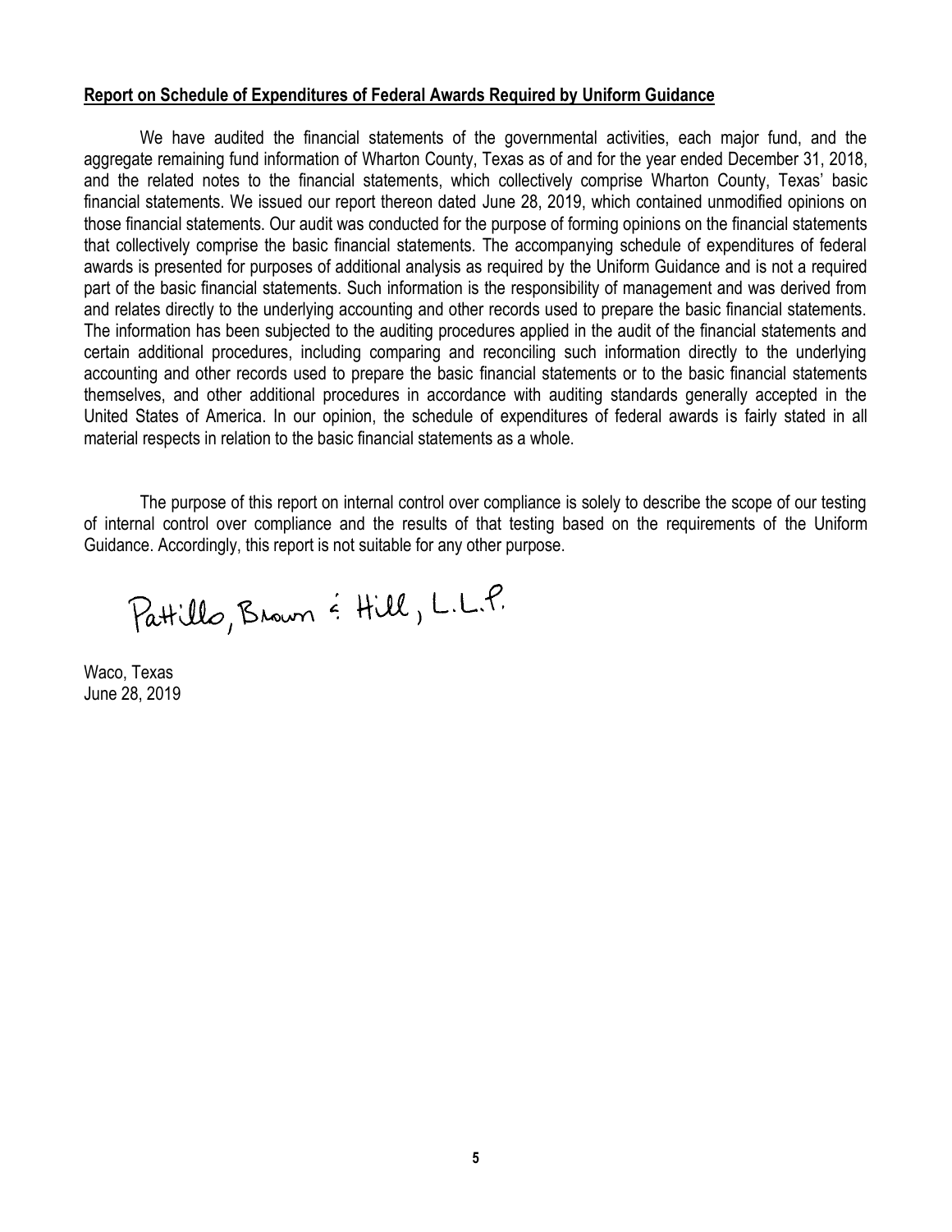**Report on Schedule of Expenditures of Federal Awards Required by Uniform Guidance**

We have audited the financial statements of the governmental activities, each major fund, and the aggregate remaining fund information of Wharton County, Texas as of and for the year ended December 31, 2018, and the related notes to the financial statements, which collectively comprise Wharton County, Texas' basic financial statements. We issued our report thereon dated June 28, 2019, which contained unmodified opinions on those financial statements. Our audit was conducted for the purpose of forming opinions on the financial statements that collectively comprise the basic financial statements. The accompanying schedule of expenditures of federal awards is presented for purposes of additional analysis as required by the Uniform Guidance and is not a required part of the basic financial statements. Such information is the responsibility of management and was derived from and relates directly to the underlying accounting and other records used to prepare the basic financial statements. The information has been subjected to the auditing procedures applied in the audit of the financial statements and certain additional procedures, including comparing and reconciling such information directly to the underlying accounting and other records used to prepare the basic financial statements or to the basic financial statements themselves, and other additional procedures in accordance with auditing standards generally accepted in the United States of America. In our opinion, the schedule of expenditures of federal awards is fairly stated in all material respects in relation to the basic financial statements as a whole.

The purpose of this report on internal control over compliance is solely to describe the scope of our testing of internal control over compliance and the results of that testing based on the requirements of the Uniform Guidance. Accordingly, this report is not suitable for any other purpose.

Pattillo, Brown & Hill, L.L.P.

Waco, Texas
June 28, 2019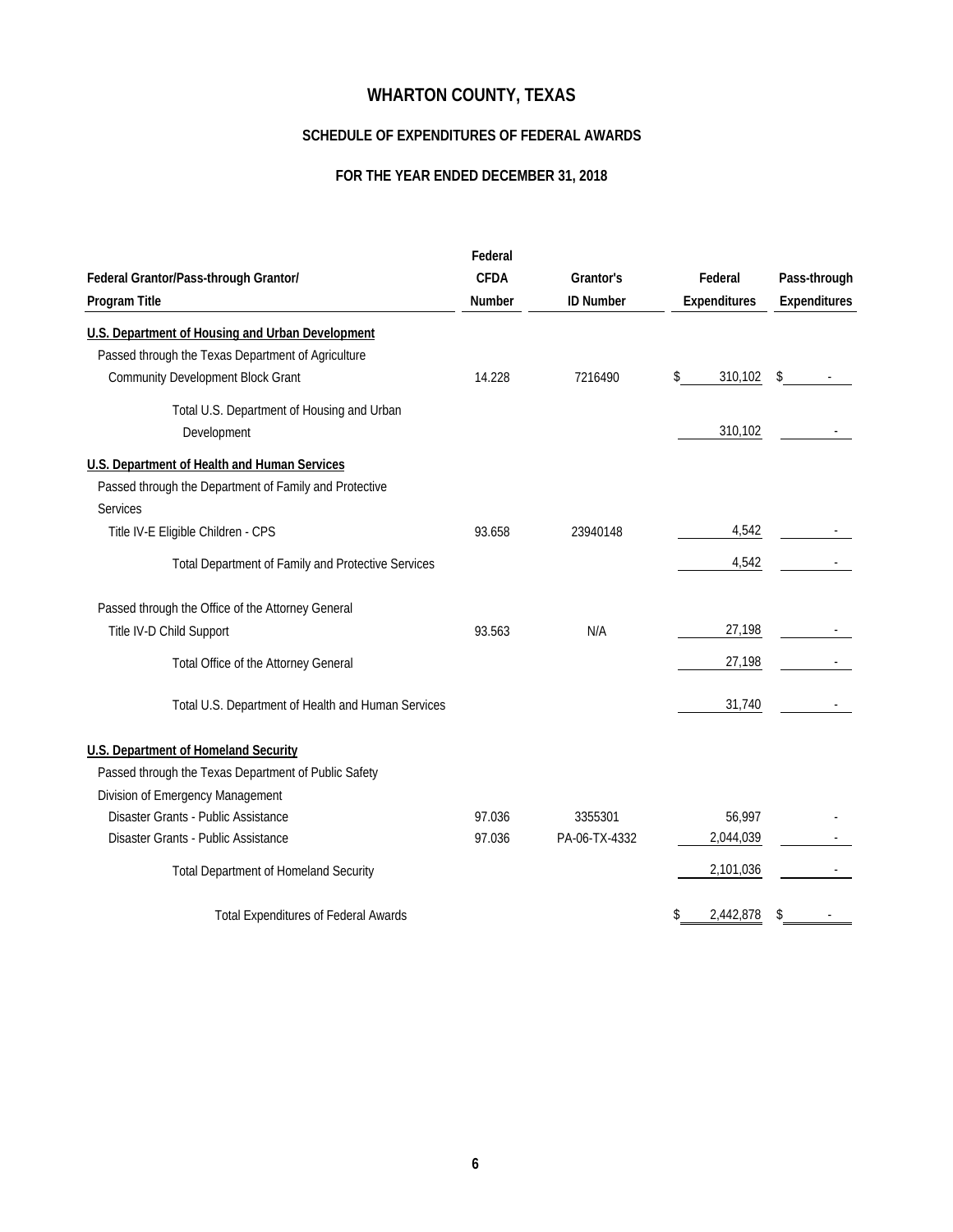# WHARTON COUNTY, TEXAS

## SCHEDULE OF EXPENDITURES OF FEDERAL AWARDS

## FOR THE YEAR ENDED DECEMBER 31, 2018

| Federal Grantor/Pass-through Grantor/ Program Title | Federal CFDA Number | Grantor's ID Number | Federal Expenditures | Pass-through Expenditures |
|---|---|---|---|---|
| **U.S. Department of Housing and Urban Development** | | | | |
| Passed through the Texas Department of Agriculture | | | | |
| Community Development Block Grant | 14.228 | 7216490 | $ 310,102 | $ - |
| Total U.S. Department of Housing and Urban Development | | | 310,102 | - |
| **U.S. Department of Health and Human Services** | | | | |
| Passed through the Department of Family and Protective Services | | | | |
| Title IV-E Eligible Children - CPS | 93.658 | 23940148 | 4,542 | - |
| Total Department of Family and Protective Services | | | 4,542 | - |
| Passed through the Office of the Attorney General | | | | |
| Title IV-D Child Support | 93.563 | N/A | 27,198 | - |
| Total Office of the Attorney General | | | 27,198 | - |
| Total U.S. Department of Health and Human Services | | | 31,740 | - |
| **U.S. Department of Homeland Security** | | | | |
| Passed through the Texas Department of Public Safety Division of Emergency Management | | | | |
| Disaster Grants - Public Assistance | 97.036 | 3355301 | 56,997 | - |
| Disaster Grants - Public Assistance | 97.036 | PA-06-TX-4332 | 2,044,039 | - |
| Total Department of Homeland Security | | | 2,101,036 | - |
| Total Expenditures of Federal Awards | | | $ 2,442,878 | $ - |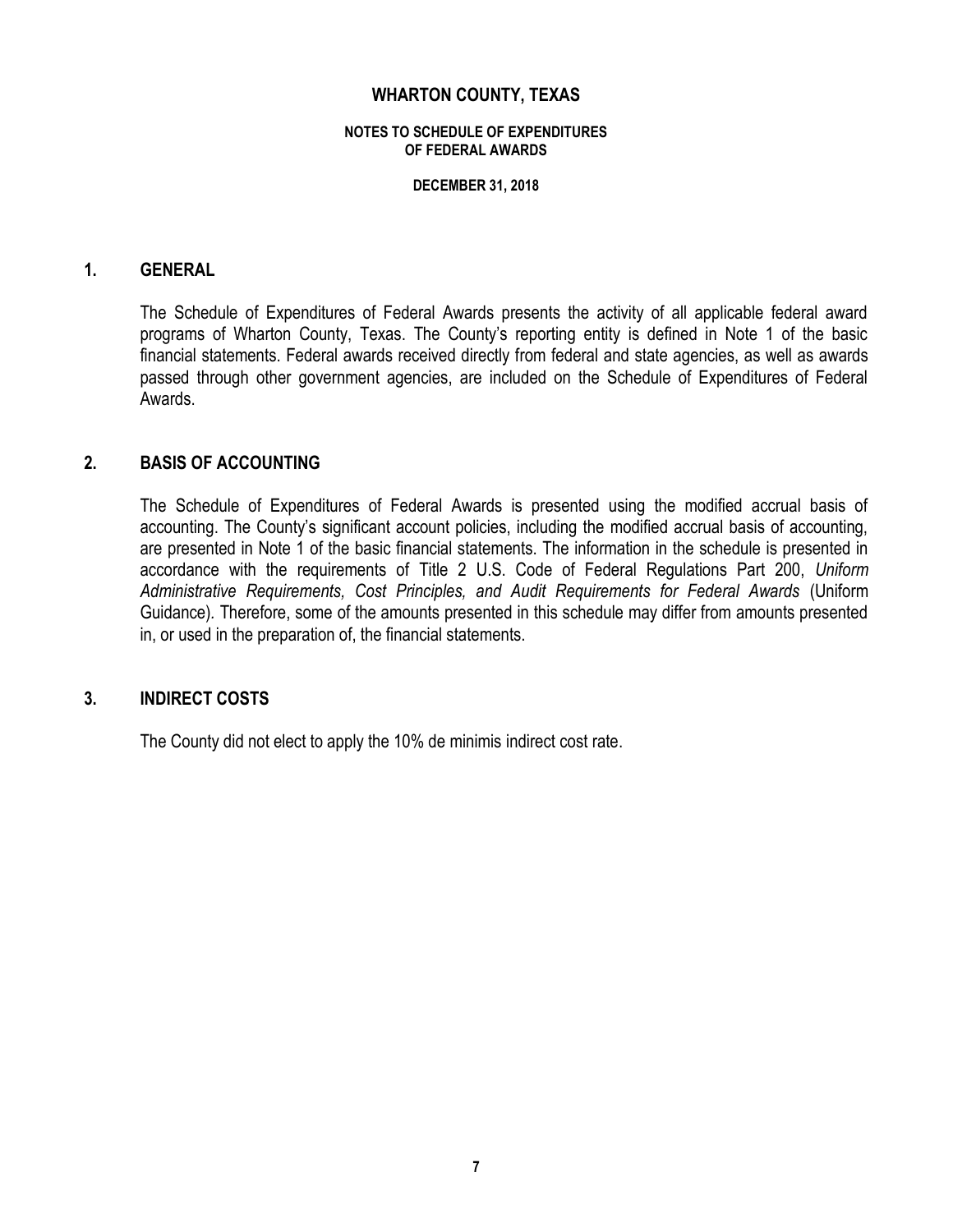# WHARTON COUNTY, TEXAS

## NOTES TO SCHEDULE OF EXPENDITURES OF FEDERAL AWARDS

**DECEMBER 31, 2018**

## 1. GENERAL

The Schedule of Expenditures of Federal Awards presents the activity of all applicable federal award programs of Wharton County, Texas. The County's reporting entity is defined in Note 1 of the basic financial statements. Federal awards received directly from federal and state agencies, as well as awards passed through other government agencies, are included on the Schedule of Expenditures of Federal Awards.

## 2. BASIS OF ACCOUNTING

The Schedule of Expenditures of Federal Awards is presented using the modified accrual basis of accounting. The County's significant account policies, including the modified accrual basis of accounting, are presented in Note 1 of the basic financial statements. The information in the schedule is presented in accordance with the requirements of Title 2 U.S. Code of Federal Regulations Part 200, *Uniform Administrative Requirements, Cost Principles, and Audit Requirements for Federal Awards* (Uniform Guidance). Therefore, some of the amounts presented in this schedule may differ from amounts presented in, or used in the preparation of, the financial statements.

## 3. INDIRECT COSTS

The County did not elect to apply the 10% de minimis indirect cost rate.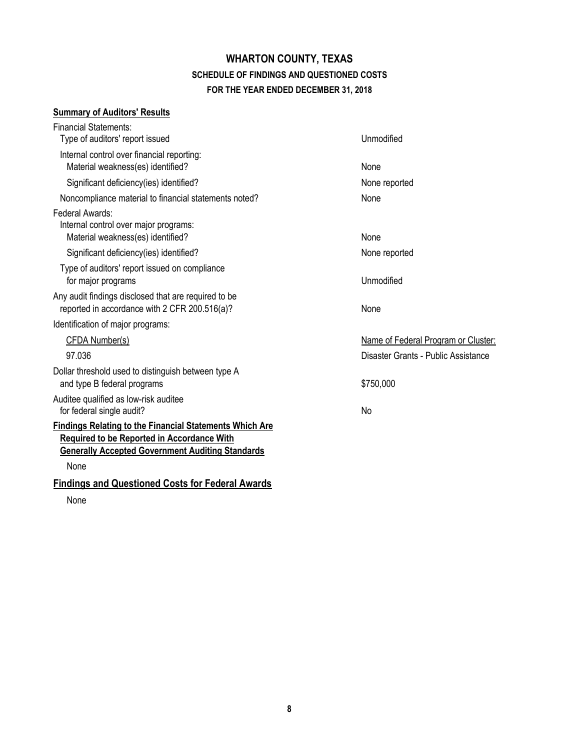# WHARTON COUNTY, TEXAS

## SCHEDULE OF FINDINGS AND QUESTIONED COSTS

### FOR THE YEAR ENDED DECEMBER 31, 2018

**Summary of Auditors' Results**

| | |
|---|---|
| Financial Statements: | |
| Type of auditors' report issued | Unmodified |
| Internal control over financial reporting: | |
| Material weakness(es) identified? | None |
| Significant deficiency(ies) identified? | None reported |
| Noncompliance material to financial statements noted? | None |
| Federal Awards: | |
| Internal control over major programs: | |
| Material weakness(es) identified? | None |
| Significant deficiency(ies) identified? | None reported |
| Type of auditors' report issued on compliance for major programs | Unmodified |
| Any audit findings disclosed that are required to be reported in accordance with 2 CFR 200.516(a)? | None |
| Identification of major programs: | |
| CFDA Number(s) | Name of Federal Program or Cluster: |
| 97.036 | Disaster Grants - Public Assistance |
| Dollar threshold used to distinguish between type A and type B federal programs | \$750,000 |
| Auditee qualified as low-risk auditee for federal single audit? | No |

**Findings Relating to the Financial Statements Which Are Required to be Reported in Accordance With Generally Accepted Government Auditing Standards**

None

**Findings and Questioned Costs for Federal Awards**

None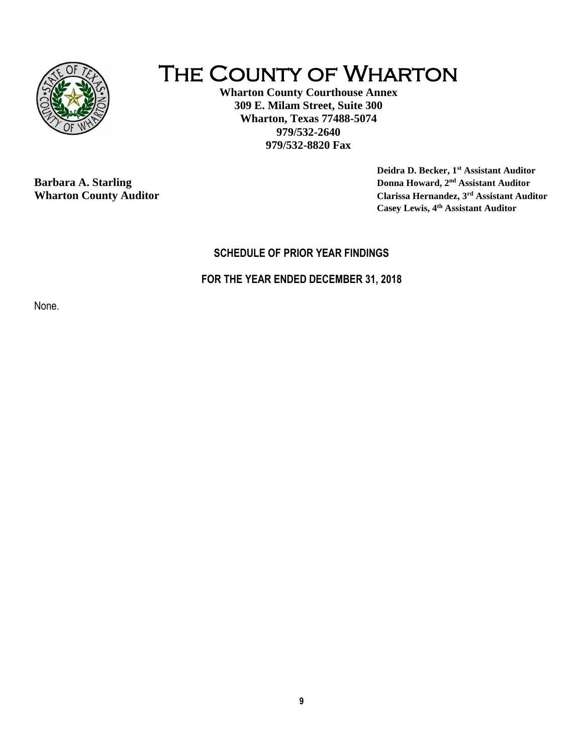# THE COUNTY OF WHARTON

**Wharton County Courthouse Annex**
**309 E. Milam Street, Suite 300**
**Wharton, Texas 77488-5074**
**979/532-2640**
**979/532-8820 Fax**

**Barbara A. Starling**
**Wharton County Auditor**

**Deidra D. Becker, 1st Assistant Auditor**
**Donna Howard, 2nd Assistant Auditor**
**Clarissa Hernandez, 3rd Assistant Auditor**
**Casey Lewis, 4th Assistant Auditor**

## SCHEDULE OF PRIOR YEAR FINDINGS

## FOR THE YEAR ENDED DECEMBER 31, 2018

None.